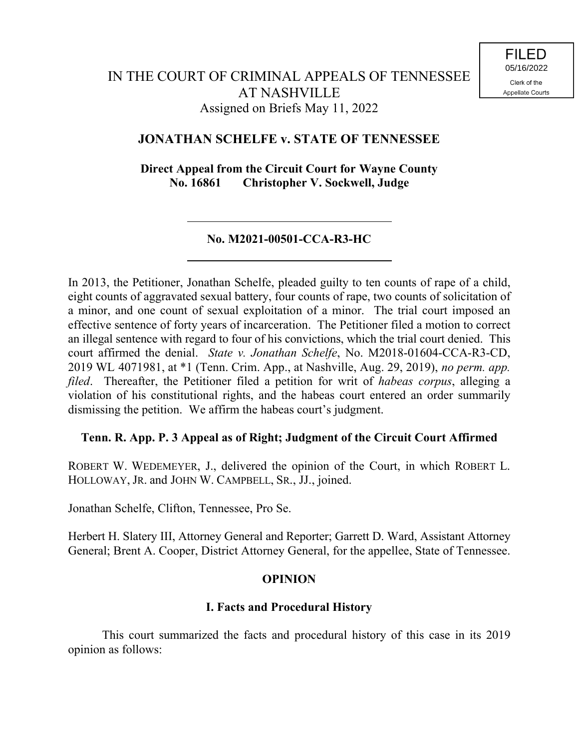FILED
05/16/2022
Clerk of the
Appellate Courts

IN THE COURT OF CRIMINAL APPEALS OF TENNESSEE
AT NASHVILLE
Assigned on Briefs May 11, 2022

**JONATHAN SCHELFE v. STATE OF TENNESSEE**

**Direct Appeal from the Circuit Court for Wayne County**
**No. 16861 Christopher V. Sockwell, Judge**

---

**No. M2021-00501-CCA-R3-HC**

---

In 2013, the Petitioner, Jonathan Schelfe, pleaded guilty to ten counts of rape of a child, eight counts of aggravated sexual battery, four counts of rape, two counts of solicitation of a minor, and one count of sexual exploitation of a minor. The trial court imposed an effective sentence of forty years of incarceration. The Petitioner filed a motion to correct an illegal sentence with regard to four of his convictions, which the trial court denied. This court affirmed the denial. *State v. Jonathan Schelfe*, No. M2018-01604-CCA-R3-CD, 2019 WL 4071981, at *1 (Tenn. Crim. App., at Nashville, Aug. 29, 2019), *no perm. app. filed*. Thereafter, the Petitioner filed a petition for writ of *habeas corpus*, alleging a violation of his constitutional rights, and the habeas court entered an order summarily dismissing the petition. We affirm the habeas court's judgment.

**Tenn. R. App. P. 3 Appeal as of Right; Judgment of the Circuit Court Affirmed**

ROBERT W. WEDEMEYER, J., delivered the opinion of the Court, in which ROBERT L. HOLLOWAY, JR. and JOHN W. CAMPBELL, SR., JJ., joined.

Jonathan Schelfe, Clifton, Tennessee, Pro Se.

Herbert H. Slatery III, Attorney General and Reporter; Garrett D. Ward, Assistant Attorney General; Brent A. Cooper, District Attorney General, for the appellee, State of Tennessee.

**OPINION**

**I. Facts and Procedural History**

This court summarized the facts and procedural history of this case in its 2019 opinion as follows: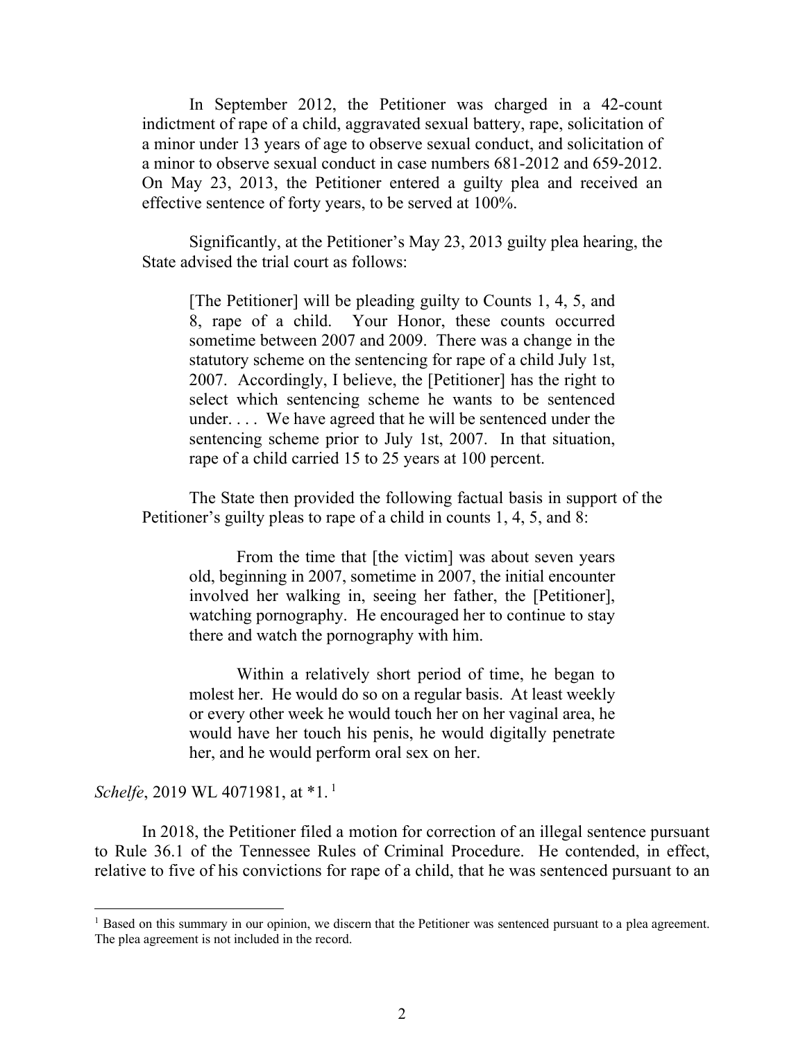In September 2012, the Petitioner was charged in a 42-count indictment of rape of a child, aggravated sexual battery, rape, solicitation of a minor under 13 years of age to observe sexual conduct, and solicitation of a minor to observe sexual conduct in case numbers 681-2012 and 659-2012. On May 23, 2013, the Petitioner entered a guilty plea and received an effective sentence of forty years, to be served at 100%.

Significantly, at the Petitioner's May 23, 2013 guilty plea hearing, the State advised the trial court as follows:

> [The Petitioner] will be pleading guilty to Counts 1, 4, 5, and 8, rape of a child. Your Honor, these counts occurred sometime between 2007 and 2009. There was a change in the statutory scheme on the sentencing for rape of a child July 1st, 2007. Accordingly, I believe, the [Petitioner] has the right to select which sentencing scheme he wants to be sentenced under. . . . We have agreed that he will be sentenced under the sentencing scheme prior to July 1st, 2007. In that situation, rape of a child carried 15 to 25 years at 100 percent.

The State then provided the following factual basis in support of the Petitioner's guilty pleas to rape of a child in counts 1, 4, 5, and 8:

> From the time that [the victim] was about seven years old, beginning in 2007, sometime in 2007, the initial encounter involved her walking in, seeing her father, the [Petitioner], watching pornography. He encouraged her to continue to stay there and watch the pornography with him.
>
> Within a relatively short period of time, he began to molest her. He would do so on a regular basis. At least weekly or every other week he would touch her on her vaginal area, he would have her touch his penis, he would digitally penetrate her, and he would perform oral sex on her.

*Schelfe*, 2019 WL 4071981, at *1.[1]

In 2018, the Petitioner filed a motion for correction of an illegal sentence pursuant to Rule 36.1 of the Tennessee Rules of Criminal Procedure. He contended, in effect, relative to five of his convictions for rape of a child, that he was sentenced pursuant to an

---

[1] Based on this summary in our opinion, we discern that the Petitioner was sentenced pursuant to a plea agreement. The plea agreement is not included in the record.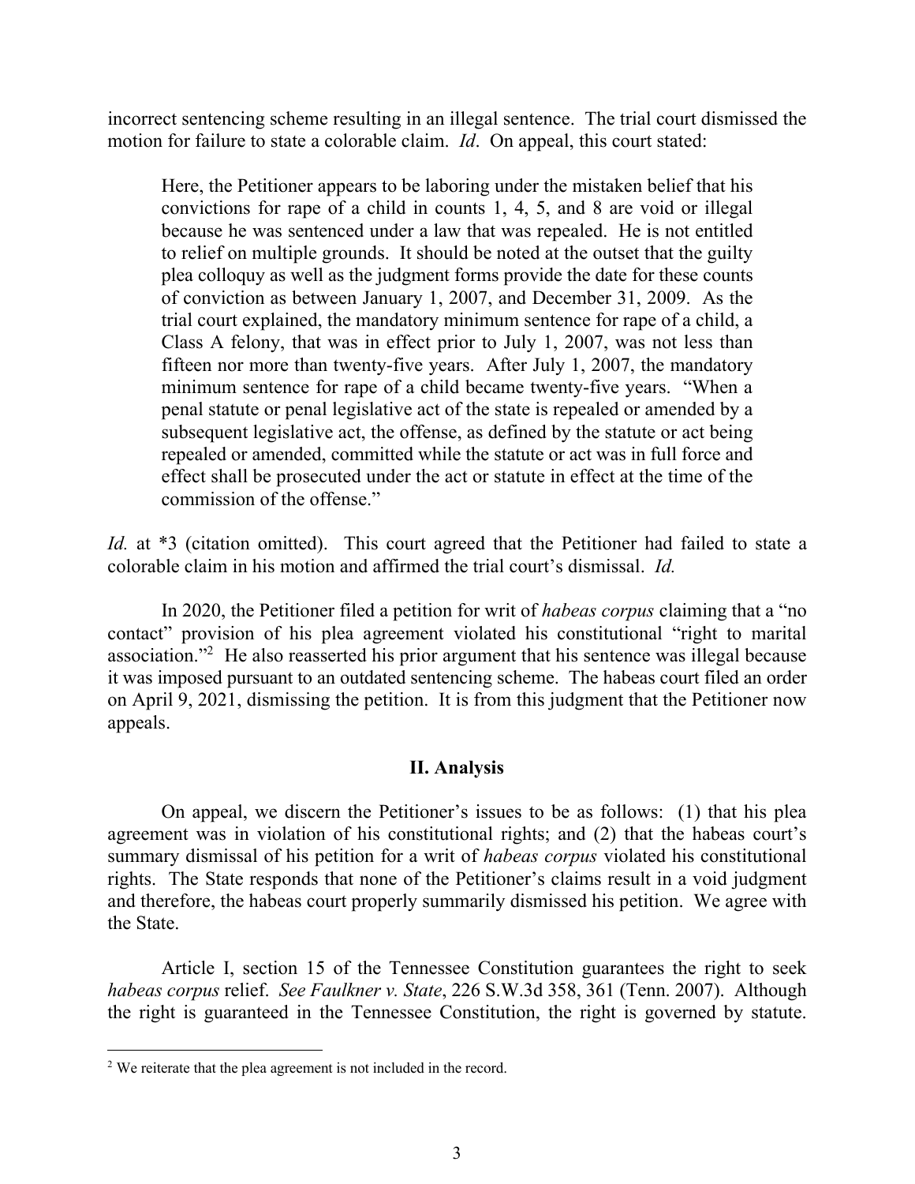incorrect sentencing scheme resulting in an illegal sentence. The trial court dismissed the motion for failure to state a colorable claim. *Id*. On appeal, this court stated:

> Here, the Petitioner appears to be laboring under the mistaken belief that his convictions for rape of a child in counts 1, 4, 5, and 8 are void or illegal because he was sentenced under a law that was repealed. He is not entitled to relief on multiple grounds. It should be noted at the outset that the guilty plea colloquy as well as the judgment forms provide the date for these counts of conviction as between January 1, 2007, and December 31, 2009. As the trial court explained, the mandatory minimum sentence for rape of a child, a Class A felony, that was in effect prior to July 1, 2007, was not less than fifteen nor more than twenty-five years. After July 1, 2007, the mandatory minimum sentence for rape of a child became twenty-five years. "When a penal statute or penal legislative act of the state is repealed or amended by a subsequent legislative act, the offense, as defined by the statute or act being repealed or amended, committed while the statute or act was in full force and effect shall be prosecuted under the act or statute in effect at the time of the commission of the offense."

*Id.* at *3 (citation omitted). This court agreed that the Petitioner had failed to state a colorable claim in his motion and affirmed the trial court's dismissal. *Id.*

In 2020, the Petitioner filed a petition for writ of *habeas corpus* claiming that a "no contact" provision of his plea agreement violated his constitutional "right to marital association."[2] He also reasserted his prior argument that his sentence was illegal because it was imposed pursuant to an outdated sentencing scheme. The habeas court filed an order on April 9, 2021, dismissing the petition. It is from this judgment that the Petitioner now appeals.

## II. Analysis

On appeal, we discern the Petitioner's issues to be as follows: (1) that his plea agreement was in violation of his constitutional rights; and (2) that the habeas court's summary dismissal of his petition for a writ of *habeas corpus* violated his constitutional rights. The State responds that none of the Petitioner's claims result in a void judgment and therefore, the habeas court properly summarily dismissed his petition. We agree with the State.

Article I, section 15 of the Tennessee Constitution guarantees the right to seek *habeas corpus* relief. *See Faulkner v. State*, 226 S.W.3d 358, 361 (Tenn. 2007). Although the right is guaranteed in the Tennessee Constitution, the right is governed by statute.

[2] We reiterate that the plea agreement is not included in the record.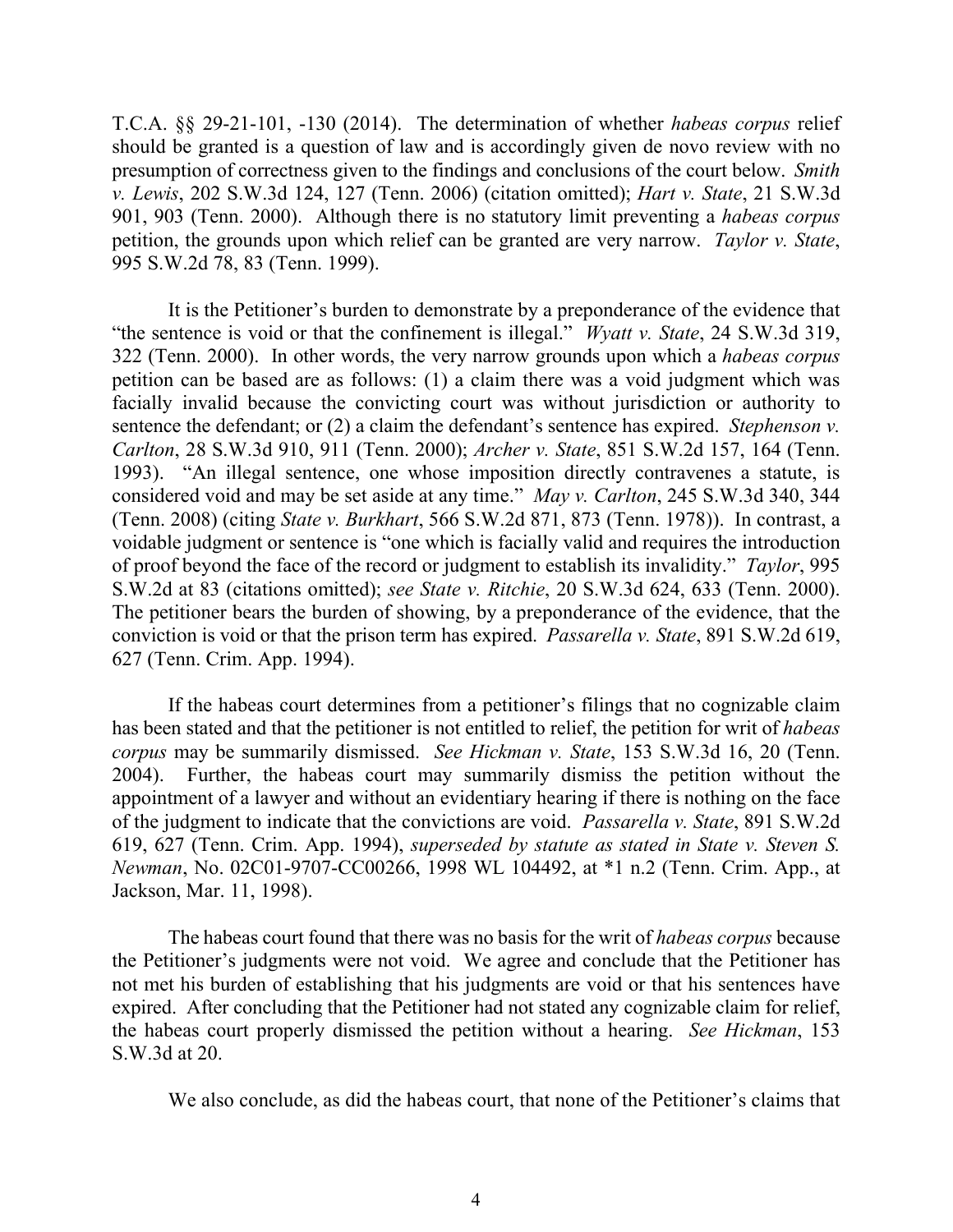T.C.A. §§ 29-21-101, -130 (2014). The determination of whether *habeas corpus* relief should be granted is a question of law and is accordingly given de novo review with no presumption of correctness given to the findings and conclusions of the court below. *Smith v. Lewis*, 202 S.W.3d 124, 127 (Tenn. 2006) (citation omitted); *Hart v. State*, 21 S.W.3d 901, 903 (Tenn. 2000). Although there is no statutory limit preventing a *habeas corpus* petition, the grounds upon which relief can be granted are very narrow. *Taylor v. State*, 995 S.W.2d 78, 83 (Tenn. 1999).

It is the Petitioner's burden to demonstrate by a preponderance of the evidence that "the sentence is void or that the confinement is illegal." *Wyatt v. State*, 24 S.W.3d 319, 322 (Tenn. 2000). In other words, the very narrow grounds upon which a *habeas corpus* petition can be based are as follows: (1) a claim there was a void judgment which was facially invalid because the convicting court was without jurisdiction or authority to sentence the defendant; or (2) a claim the defendant's sentence has expired. *Stephenson v. Carlton*, 28 S.W.3d 910, 911 (Tenn. 2000); *Archer v. State*, 851 S.W.2d 157, 164 (Tenn. 1993). "An illegal sentence, one whose imposition directly contravenes a statute, is considered void and may be set aside at any time." *May v. Carlton*, 245 S.W.3d 340, 344 (Tenn. 2008) (citing *State v. Burkhart*, 566 S.W.2d 871, 873 (Tenn. 1978)). In contrast, a voidable judgment or sentence is "one which is facially valid and requires the introduction of proof beyond the face of the record or judgment to establish its invalidity." *Taylor*, 995 S.W.2d at 83 (citations omitted); *see State v. Ritchie*, 20 S.W.3d 624, 633 (Tenn. 2000). The petitioner bears the burden of showing, by a preponderance of the evidence, that the conviction is void or that the prison term has expired. *Passarella v. State*, 891 S.W.2d 619, 627 (Tenn. Crim. App. 1994).

If the habeas court determines from a petitioner's filings that no cognizable claim has been stated and that the petitioner is not entitled to relief, the petition for writ of *habeas corpus* may be summarily dismissed. *See Hickman v. State*, 153 S.W.3d 16, 20 (Tenn. 2004). Further, the habeas court may summarily dismiss the petition without the appointment of a lawyer and without an evidentiary hearing if there is nothing on the face of the judgment to indicate that the convictions are void. *Passarella v. State*, 891 S.W.2d 619, 627 (Tenn. Crim. App. 1994), *superseded by statute as stated in State v. Steven S. Newman*, No. 02C01-9707-CC00266, 1998 WL 104492, at *1 n.2 (Tenn. Crim. App., at Jackson, Mar. 11, 1998).

The habeas court found that there was no basis for the writ of *habeas corpus* because the Petitioner's judgments were not void. We agree and conclude that the Petitioner has not met his burden of establishing that his judgments are void or that his sentences have expired. After concluding that the Petitioner had not stated any cognizable claim for relief, the habeas court properly dismissed the petition without a hearing. *See Hickman*, 153 S.W.3d at 20.

We also conclude, as did the habeas court, that none of the Petitioner's claims that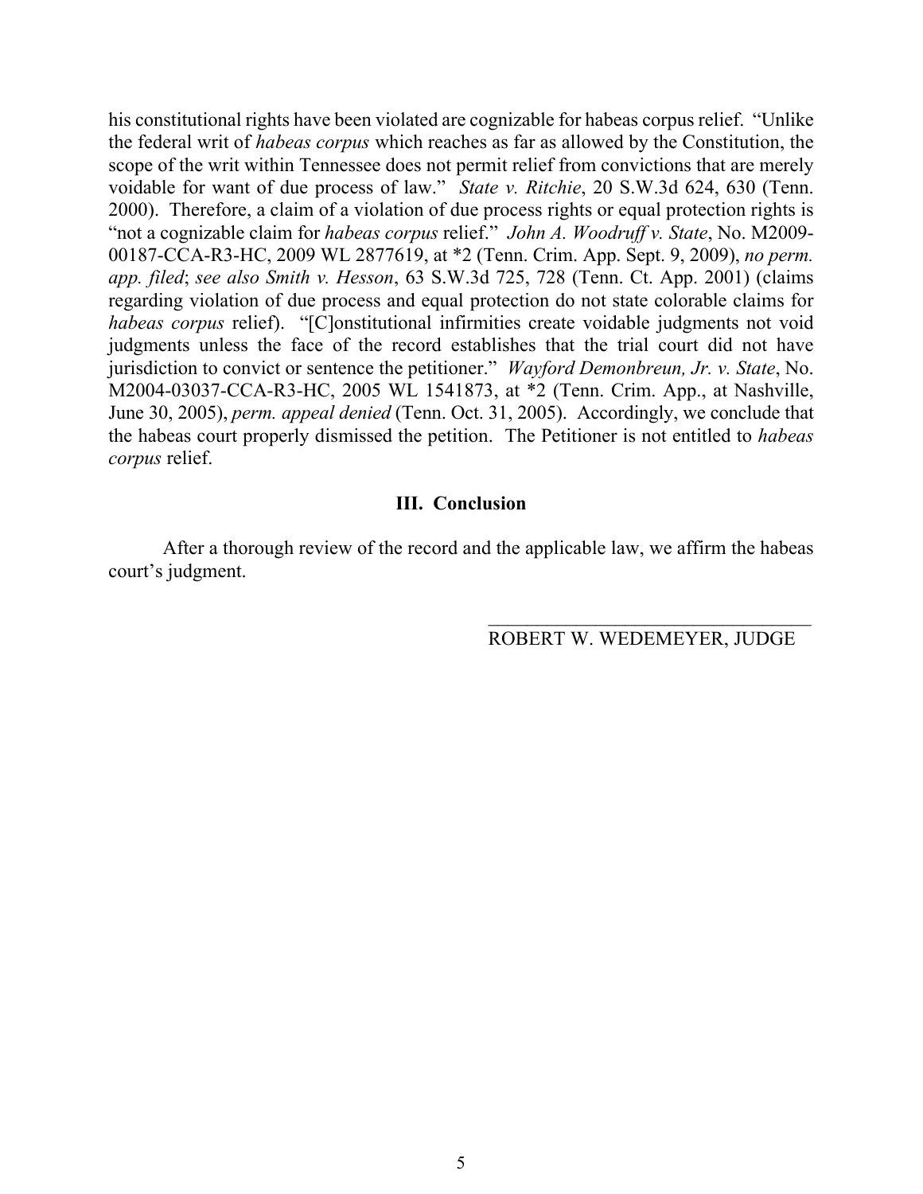his constitutional rights have been violated are cognizable for habeas corpus relief. "Unlike the federal writ of *habeas corpus* which reaches as far as allowed by the Constitution, the scope of the writ within Tennessee does not permit relief from convictions that are merely voidable for want of due process of law." *State v. Ritchie*, 20 S.W.3d 624, 630 (Tenn. 2000). Therefore, a claim of a violation of due process rights or equal protection rights is "not a cognizable claim for *habeas corpus* relief." *John A. Woodruff v. State*, No. M2009-00187-CCA-R3-HC, 2009 WL 2877619, at *2 (Tenn. Crim. App. Sept. 9, 2009), *no perm. app. filed*; *see also Smith v. Hesson*, 63 S.W.3d 725, 728 (Tenn. Ct. App. 2001) (claims regarding violation of due process and equal protection do not state colorable claims for *habeas corpus* relief). "[C]onstitutional infirmities create voidable judgments not void judgments unless the face of the record establishes that the trial court did not have jurisdiction to convict or sentence the petitioner." *Wayford Demonbreun, Jr. v. State*, No. M2004-03037-CCA-R3-HC, 2005 WL 1541873, at *2 (Tenn. Crim. App., at Nashville, June 30, 2005), *perm. appeal denied* (Tenn. Oct. 31, 2005). Accordingly, we conclude that the habeas court properly dismissed the petition. The Petitioner is not entitled to *habeas corpus* relief.

## III. Conclusion

After a thorough review of the record and the applicable law, we affirm the habeas court's judgment.

\_\_\_\_\_\_\_\_\_\_\_\_\_\_\_\_\_\_\_\_\_\_\_\_\_\_\_\_\_\_\_\_\_\_\_\_

ROBERT W. WEDEMEYER, JUDGE